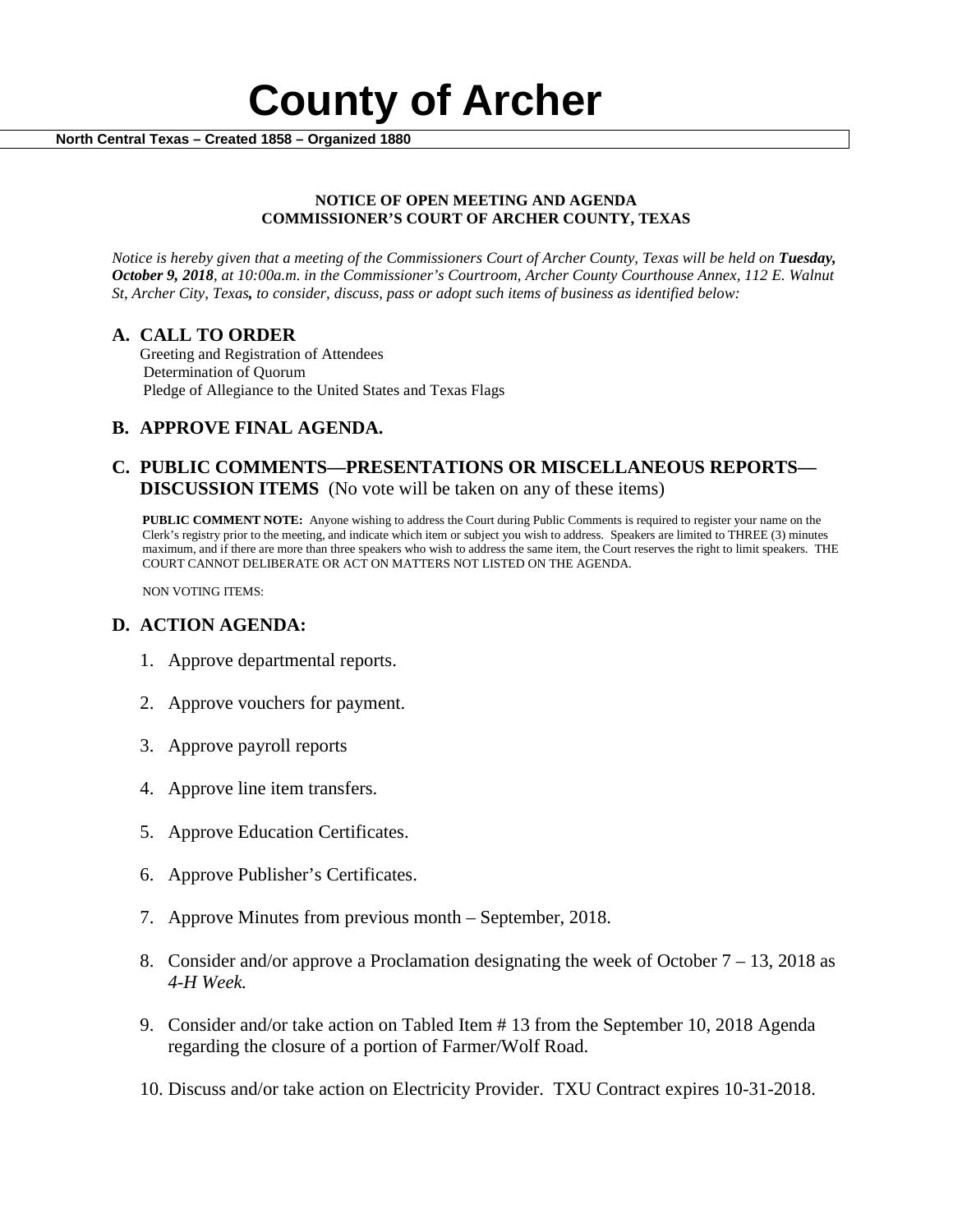# County of Archer

**North Central Texas – Created 1858 – Organized 1880**

**NOTICE OF OPEN MEETING AND AGENDA**
**COMMISSIONER'S COURT OF ARCHER COUNTY, TEXAS**

*Notice is hereby given that a meeting of the Commissioners Court of Archer County, Texas will be held on* ***Tuesday, October 9, 2018****, at 10:00a.m. in the Commissioner's Courtroom, Archer County Courthouse Annex, 112 E. Walnut St, Archer City, Texas****,*** *to consider, discuss, pass or adopt such items of business as identified below:*

## A. CALL TO ORDER

Greeting and Registration of Attendees
Determination of Quorum
Pledge of Allegiance to the United States and Texas Flags

## B. APPROVE FINAL AGENDA.

## C. PUBLIC COMMENTS—PRESENTATIONS OR MISCELLANEOUS REPORTS—DISCUSSION ITEMS (No vote will be taken on any of these items)

**PUBLIC COMMENT NOTE:** Anyone wishing to address the Court during Public Comments is required to register your name on the Clerk's registry prior to the meeting, and indicate which item or subject you wish to address. Speakers are limited to THREE (3) minutes maximum, and if there are more than three speakers who wish to address the same item, the Court reserves the right to limit speakers. THE COURT CANNOT DELIBERATE OR ACT ON MATTERS NOT LISTED ON THE AGENDA.

NON VOTING ITEMS:

## D. ACTION AGENDA:

1. Approve departmental reports.
2. Approve vouchers for payment.
3. Approve payroll reports
4. Approve line item transfers.
5. Approve Education Certificates.
6. Approve Publisher's Certificates.
7. Approve Minutes from previous month – September, 2018.
8. Consider and/or approve a Proclamation designating the week of October 7 – 13, 2018 as *4-H Week.*
9. Consider and/or take action on Tabled Item # 13 from the September 10, 2018 Agenda regarding the closure of a portion of Farmer/Wolf Road.
10. Discuss and/or take action on Electricity Provider. TXU Contract expires 10-31-2018.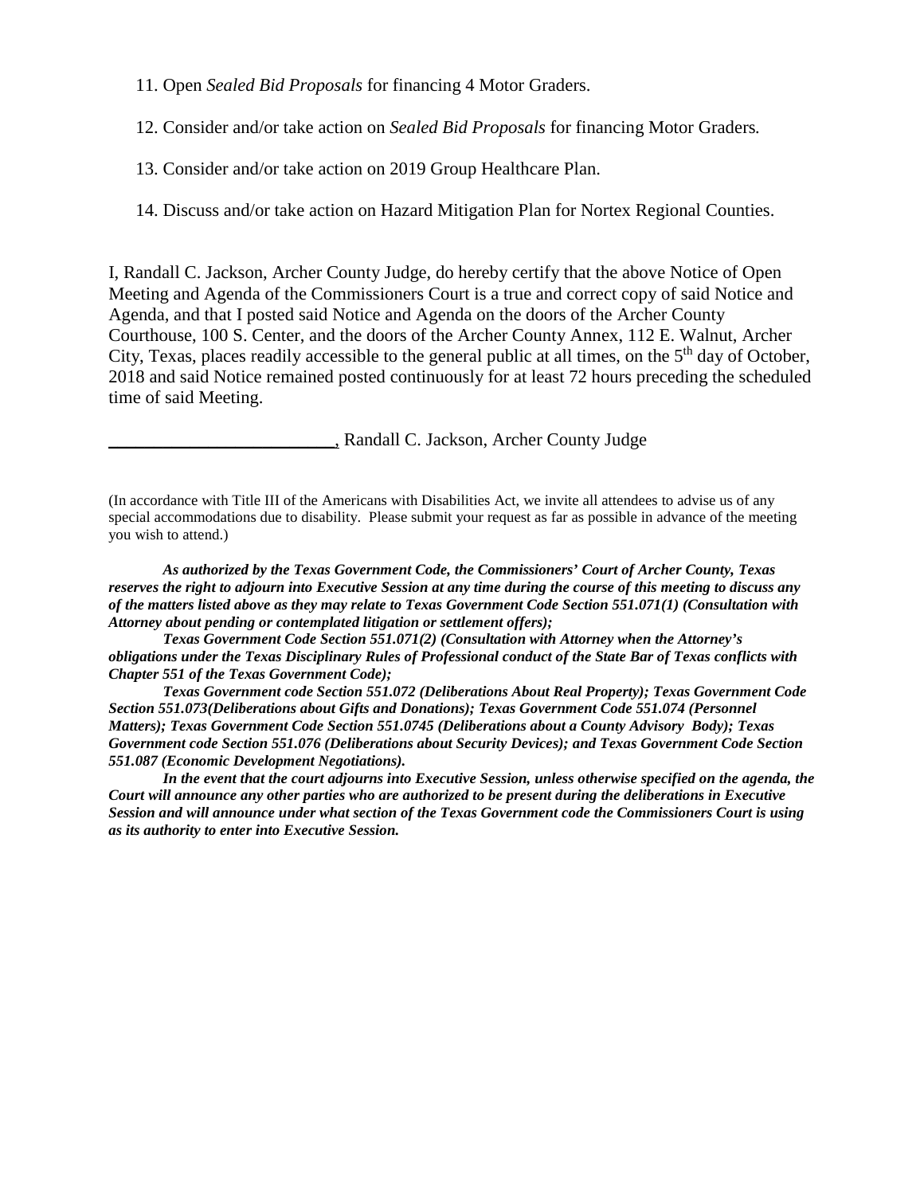11. Open *Sealed Bid Proposals* for financing 4 Motor Graders.

12. Consider and/or take action on *Sealed Bid Proposals* for financing Motor Graders.

13. Consider and/or take action on 2019 Group Healthcare Plan.

14. Discuss and/or take action on Hazard Mitigation Plan for Nortex Regional Counties.

I, Randall C. Jackson, Archer County Judge, do hereby certify that the above Notice of Open Meeting and Agenda of the Commissioners Court is a true and correct copy of said Notice and Agenda, and that I posted said Notice and Agenda on the doors of the Archer County Courthouse, 100 S. Center, and the doors of the Archer County Annex, 112 E. Walnut, Archer City, Texas, places readily accessible to the general public at all times, on the 5th day of October, 2018 and said Notice remained posted continuously for at least 72 hours preceding the scheduled time of said Meeting.

__________________________, Randall C. Jackson, Archer County Judge

(In accordance with Title III of the Americans with Disabilities Act, we invite all attendees to advise us of any special accommodations due to disability. Please submit your request as far as possible in advance of the meeting you wish to attend.)

***As authorized by the Texas Government Code, the Commissioners' Court of Archer County, Texas reserves the right to adjourn into Executive Session at any time during the course of this meeting to discuss any of the matters listed above as they may relate to Texas Government Code Section 551.071(1) (Consultation with Attorney about pending or contemplated litigation or settlement offers);***

***Texas Government Code Section 551.071(2) (Consultation with Attorney when the Attorney's obligations under the Texas Disciplinary Rules of Professional conduct of the State Bar of Texas conflicts with Chapter 551 of the Texas Government Code);***

***Texas Government code Section 551.072 (Deliberations About Real Property); Texas Government Code Section 551.073(Deliberations about Gifts and Donations); Texas Government Code 551.074 (Personnel Matters); Texas Government Code Section 551.0745 (Deliberations about a County Advisory Body); Texas Government code Section 551.076 (Deliberations about Security Devices); and Texas Government Code Section 551.087 (Economic Development Negotiations).***

***In the event that the court adjourns into Executive Session, unless otherwise specified on the agenda, the Court will announce any other parties who are authorized to be present during the deliberations in Executive Session and will announce under what section of the Texas Government code the Commissioners Court is using as its authority to enter into Executive Session.***